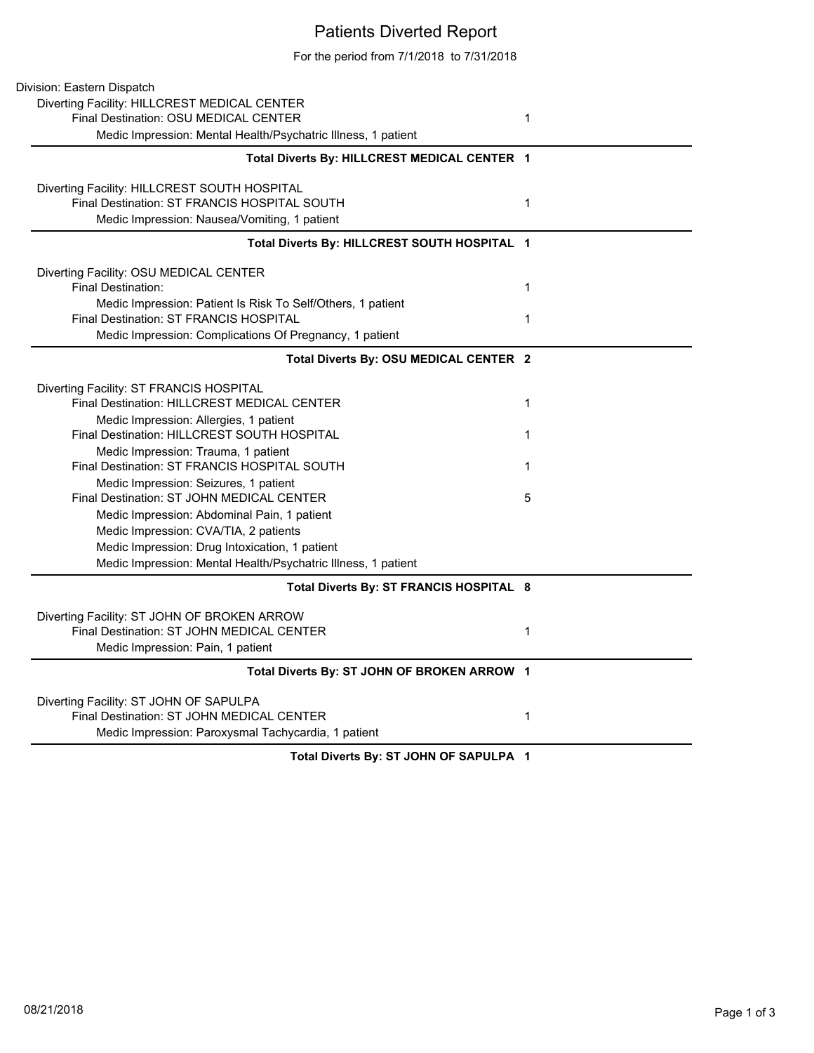# Patients Diverted Report

For the period from 7/1/2018 to 7/31/2018

Division: Eastern Dispatch

Diverting Facility: HILLCREST MEDICAL CENTER

| | |
|---|---|
| Final Destination: OSU MEDICAL CENTER | 1 |
| Medic Impression: Mental Health/Psychatric Illness, 1 patient | |

**Total Diverts By: HILLCREST MEDICAL CENTER 1**

Diverting Facility: HILLCREST SOUTH HOSPITAL

| | |
|---|---|
| Final Destination: ST FRANCIS HOSPITAL SOUTH | 1 |
| Medic Impression: Nausea/Vomiting, 1 patient | |

**Total Diverts By: HILLCREST SOUTH HOSPITAL 1**

Diverting Facility: OSU MEDICAL CENTER

| | |
|---|---|
| Final Destination: | 1 |
| Medic Impression: Patient Is Risk To Self/Others, 1 patient | |
| Final Destination: ST FRANCIS HOSPITAL | 1 |
| Medic Impression: Complications Of Pregnancy, 1 patient | |

**Total Diverts By: OSU MEDICAL CENTER 2**

Diverting Facility: ST FRANCIS HOSPITAL

| | |
|---|---|
| Final Destination: HILLCREST MEDICAL CENTER | 1 |
| Medic Impression: Allergies, 1 patient | |
| Final Destination: HILLCREST SOUTH HOSPITAL | 1 |
| Medic Impression: Trauma, 1 patient | |
| Final Destination: ST FRANCIS HOSPITAL SOUTH | 1 |
| Medic Impression: Seizures, 1 patient | |
| Final Destination: ST JOHN MEDICAL CENTER | 5 |
| Medic Impression: Abdominal Pain, 1 patient | |
| Medic Impression: CVA/TIA, 2 patients | |
| Medic Impression: Drug Intoxication, 1 patient | |
| Medic Impression: Mental Health/Psychatric Illness, 1 patient | |

**Total Diverts By: ST FRANCIS HOSPITAL 8**

Diverting Facility: ST JOHN OF BROKEN ARROW

| | |
|---|---|
| Final Destination: ST JOHN MEDICAL CENTER | 1 |
| Medic Impression: Pain, 1 patient | |

**Total Diverts By: ST JOHN OF BROKEN ARROW 1**

Diverting Facility: ST JOHN OF SAPULPA

| | |
|---|---|
| Final Destination: ST JOHN MEDICAL CENTER | 1 |
| Medic Impression: Paroxysmal Tachycardia, 1 patient | |

**Total Diverts By: ST JOHN OF SAPULPA 1**

08/21/2018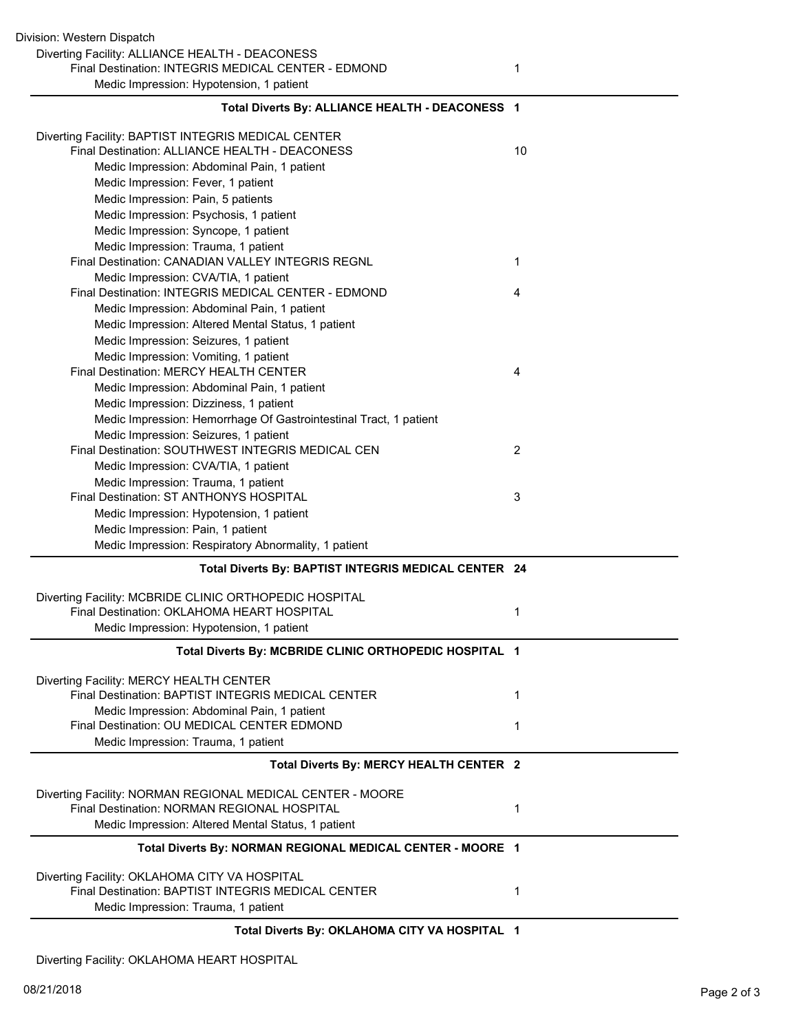Division: Western Dispatch

Diverting Facility: ALLIANCE HEALTH - DEACONESS

| | |
|---|---|
| Final Destination: INTEGRIS MEDICAL CENTER - EDMOND | 1 |
| Medic Impression: Hypotension, 1 patient | |
| **Total Diverts By: ALLIANCE HEALTH - DEACONESS** | **1** |

Diverting Facility: BAPTIST INTEGRIS MEDICAL CENTER

| | |
|---|---|
| Final Destination: ALLIANCE HEALTH - DEACONESS | 10 |
| Medic Impression: Abdominal Pain, 1 patient | |
| Medic Impression: Fever, 1 patient | |
| Medic Impression: Pain, 5 patients | |
| Medic Impression: Psychosis, 1 patient | |
| Medic Impression: Syncope, 1 patient | |
| Medic Impression: Trauma, 1 patient | |
| Final Destination: CANADIAN VALLEY INTEGRIS REGNL | 1 |
| Medic Impression: CVA/TIA, 1 patient | |
| Final Destination: INTEGRIS MEDICAL CENTER - EDMOND | 4 |
| Medic Impression: Abdominal Pain, 1 patient | |
| Medic Impression: Altered Mental Status, 1 patient | |
| Medic Impression: Seizures, 1 patient | |
| Medic Impression: Vomiting, 1 patient | |
| Final Destination: MERCY HEALTH CENTER | 4 |
| Medic Impression: Abdominal Pain, 1 patient | |
| Medic Impression: Dizziness, 1 patient | |
| Medic Impression: Hemorrhage Of Gastrointestinal Tract, 1 patient | |
| Medic Impression: Seizures, 1 patient | |
| Final Destination: SOUTHWEST INTEGRIS MEDICAL CEN | 2 |
| Medic Impression: CVA/TIA, 1 patient | |
| Medic Impression: Trauma, 1 patient | |
| Final Destination: ST ANTHONYS HOSPITAL | 3 |
| Medic Impression: Hypotension, 1 patient | |
| Medic Impression: Pain, 1 patient | |
| Medic Impression: Respiratory Abnormality, 1 patient | |
| **Total Diverts By: BAPTIST INTEGRIS MEDICAL CENTER** | **24** |

Diverting Facility: MCBRIDE CLINIC ORTHOPEDIC HOSPITAL

| | |
|---|---|
| Final Destination: OKLAHOMA HEART HOSPITAL | 1 |
| Medic Impression: Hypotension, 1 patient | |
| **Total Diverts By: MCBRIDE CLINIC ORTHOPEDIC HOSPITAL** | **1** |

Diverting Facility: MERCY HEALTH CENTER

| | |
|---|---|
| Final Destination: BAPTIST INTEGRIS MEDICAL CENTER | 1 |
| Medic Impression: Abdominal Pain, 1 patient | |
| Final Destination: OU MEDICAL CENTER EDMOND | 1 |
| Medic Impression: Trauma, 1 patient | |
| **Total Diverts By: MERCY HEALTH CENTER** | **2** |

Diverting Facility: NORMAN REGIONAL MEDICAL CENTER - MOORE

| | |
|---|---|
| Final Destination: NORMAN REGIONAL HOSPITAL | 1 |
| Medic Impression: Altered Mental Status, 1 patient | |
| **Total Diverts By: NORMAN REGIONAL MEDICAL CENTER - MOORE** | **1** |

Diverting Facility: OKLAHOMA CITY VA HOSPITAL

| | |
|---|---|
| Final Destination: BAPTIST INTEGRIS MEDICAL CENTER | 1 |
| Medic Impression: Trauma, 1 patient | |
| **Total Diverts By: OKLAHOMA CITY VA HOSPITAL** | **1** |

Diverting Facility: OKLAHOMA HEART HOSPITAL

08/21/2018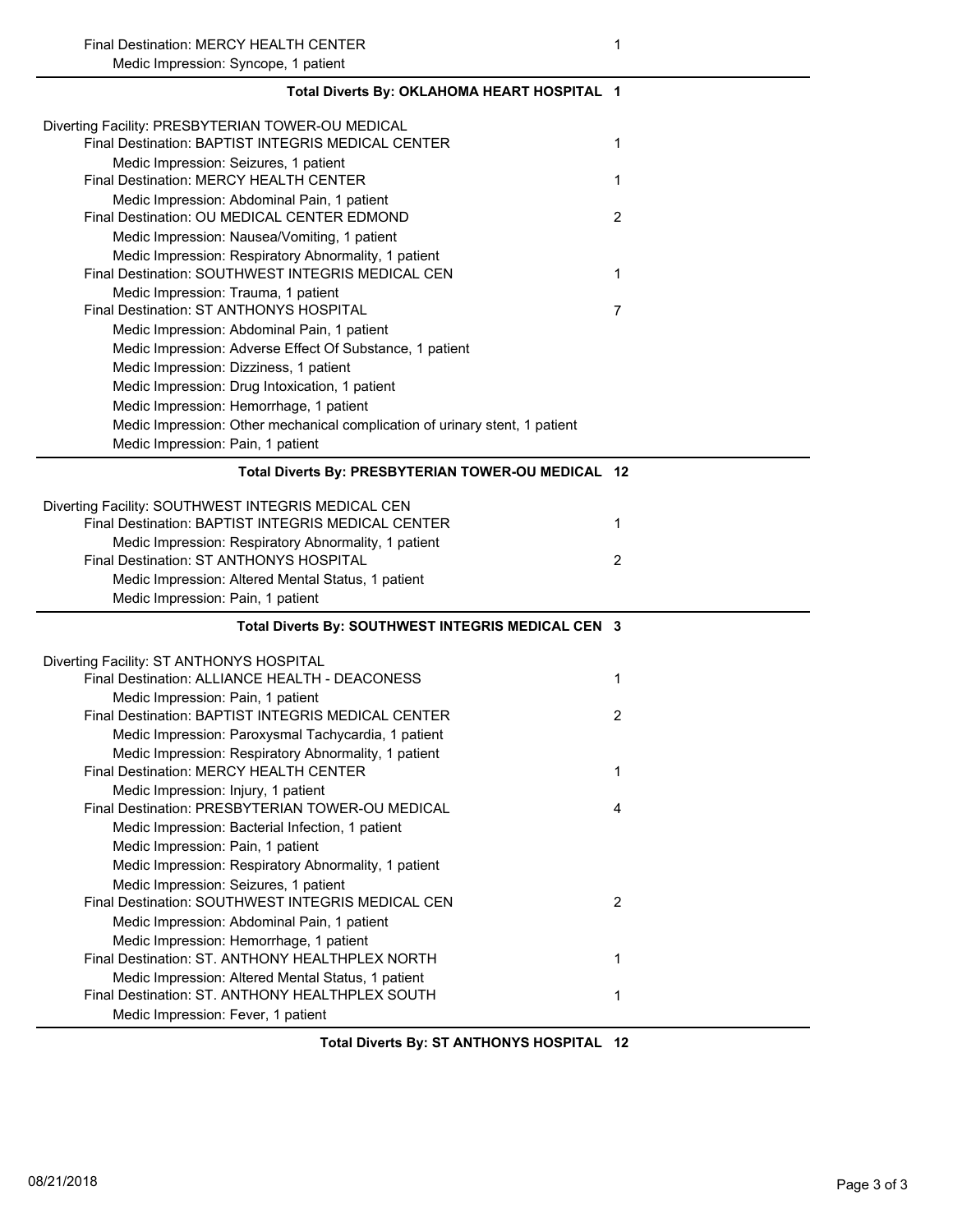Final Destination: MERCY HEALTH CENTER 1

Medic Impression: Syncope, 1 patient

**Total Diverts By: OKLAHOMA HEART HOSPITAL 1**

Diverting Facility: PRESBYTERIAN TOWER-OU MEDICAL

Final Destination: BAPTIST INTEGRIS MEDICAL CENTER 1

Medic Impression: Seizures, 1 patient

Final Destination: MERCY HEALTH CENTER 1

Medic Impression: Abdominal Pain, 1 patient

Final Destination: OU MEDICAL CENTER EDMOND 2

Medic Impression: Nausea/Vomiting, 1 patient

Medic Impression: Respiratory Abnormality, 1 patient

Final Destination: SOUTHWEST INTEGRIS MEDICAL CEN 1

Medic Impression: Trauma, 1 patient

Final Destination: ST ANTHONYS HOSPITAL 7

Medic Impression: Abdominal Pain, 1 patient

Medic Impression: Adverse Effect Of Substance, 1 patient

Medic Impression: Dizziness, 1 patient

Medic Impression: Drug Intoxication, 1 patient

Medic Impression: Hemorrhage, 1 patient

Medic Impression: Other mechanical complication of urinary stent, 1 patient

Medic Impression: Pain, 1 patient

**Total Diverts By: PRESBYTERIAN TOWER-OU MEDICAL 12**

Diverting Facility: SOUTHWEST INTEGRIS MEDICAL CEN

Final Destination: BAPTIST INTEGRIS MEDICAL CENTER 1

Medic Impression: Respiratory Abnormality, 1 patient

Final Destination: ST ANTHONYS HOSPITAL 2

Medic Impression: Altered Mental Status, 1 patient

Medic Impression: Pain, 1 patient

**Total Diverts By: SOUTHWEST INTEGRIS MEDICAL CEN 3**

Diverting Facility: ST ANTHONYS HOSPITAL

Final Destination: ALLIANCE HEALTH - DEACONESS 1

Medic Impression: Pain, 1 patient

Final Destination: BAPTIST INTEGRIS MEDICAL CENTER 2

Medic Impression: Paroxysmal Tachycardia, 1 patient

Medic Impression: Respiratory Abnormality, 1 patient

Final Destination: MERCY HEALTH CENTER 1

Medic Impression: Injury, 1 patient

Final Destination: PRESBYTERIAN TOWER-OU MEDICAL 4

Medic Impression: Bacterial Infection, 1 patient

Medic Impression: Pain, 1 patient

Medic Impression: Respiratory Abnormality, 1 patient

Medic Impression: Seizures, 1 patient

Final Destination: SOUTHWEST INTEGRIS MEDICAL CEN 2

Medic Impression: Abdominal Pain, 1 patient

Medic Impression: Hemorrhage, 1 patient

Final Destination: ST. ANTHONY HEALTHPLEX NORTH 1

Medic Impression: Altered Mental Status, 1 patient

Final Destination: ST. ANTHONY HEALTHPLEX SOUTH 1

Medic Impression: Fever, 1 patient

**Total Diverts By: ST ANTHONYS HOSPITAL 12**

08/21/2018